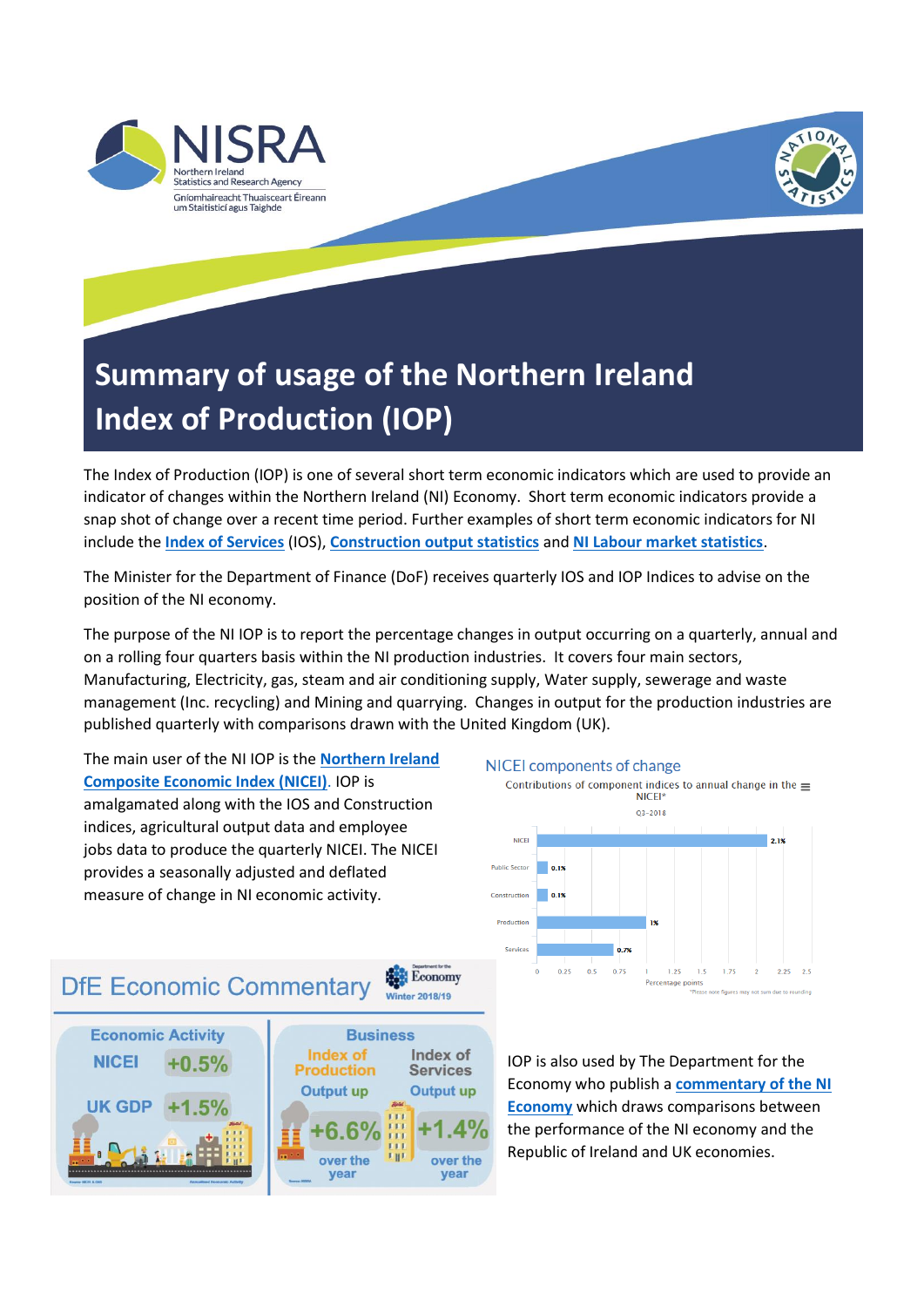# Summary of usage of the Northern Ireland Index of Production (IOP)

The Index of Production (IOP) is one of several short term economic indicators which are used to provide an indicator of changes within the Northern Ireland (NI) Economy. Short term economic indicators provide a snap shot of change over a recent time period. Further examples of short term economic indicators for NI include the **Index of Services** (IOS), **Construction output statistics** and **NI Labour market statistics**.

The Minister for the Department of Finance (DoF) receives quarterly IOS and IOP Indices to advise on the position of the NI economy.

The purpose of the NI IOP is to report the percentage changes in output occurring on a quarterly, annual and on a rolling four quarters basis within the NI production industries. It covers four main sectors, Manufacturing, Electricity, gas, steam and air conditioning supply, Water supply, sewerage and waste management (Inc. recycling) and Mining and quarrying. Changes in output for the production industries are published quarterly with comparisons drawn with the United Kingdom (UK).

The main user of the NI IOP is the **Northern Ireland Composite Economic Index (NICEI)**. IOP is amalgamated along with the IOS and Construction indices, agricultural output data and employee jobs data to produce the quarterly NICEI. The NICEI provides a seasonally adjusted and deflated measure of change in NI economic activity.

IOP is also used by The Department for the Economy who publish a **commentary of the NI Economy** which draws comparisons between the performance of the NI economy and the Republic of Ireland and UK economies.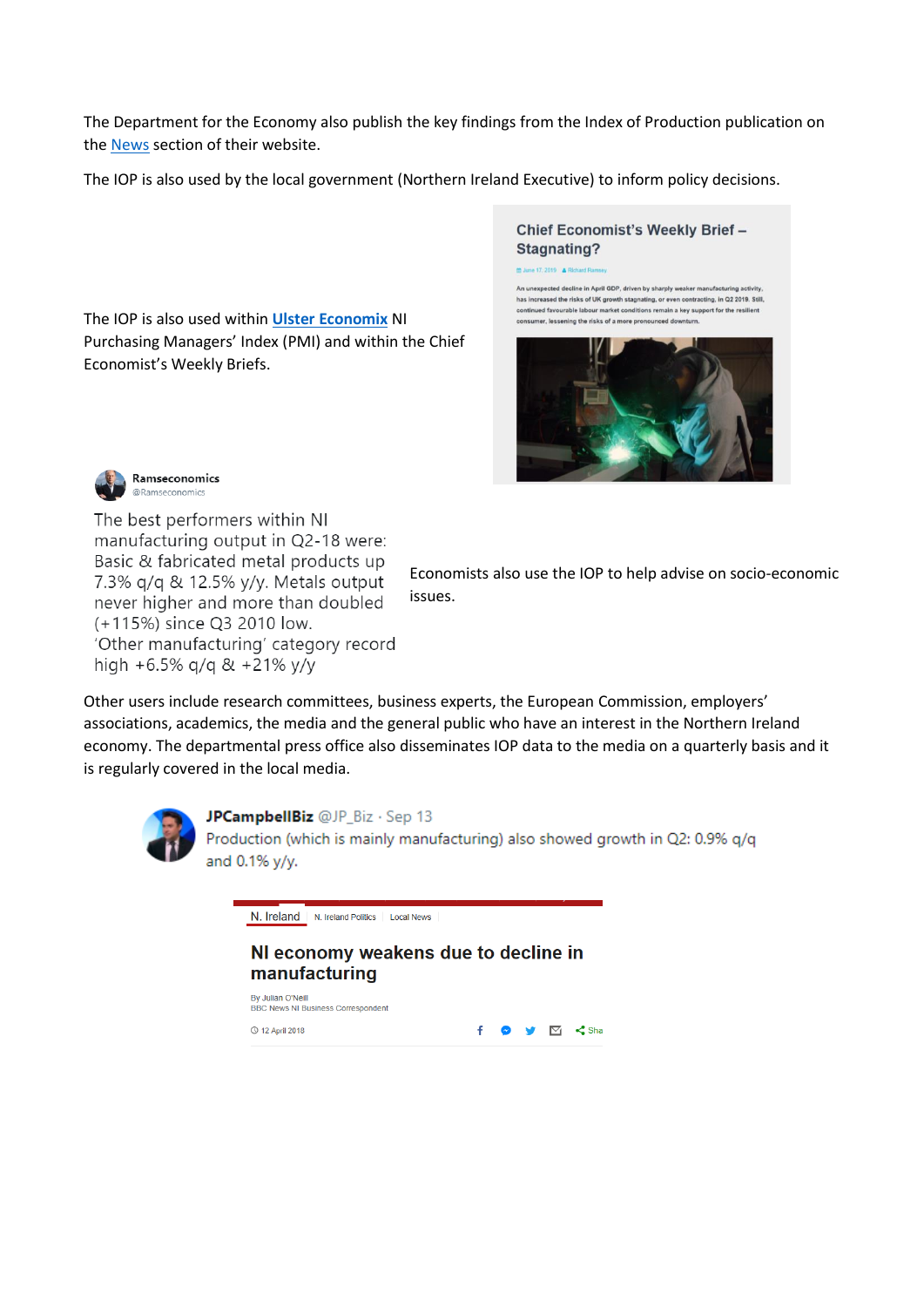The Department for the Economy also publish the key findings from the Index of Production publication on the News section of their website.

The IOP is also used by the local government (Northern Ireland Executive) to inform policy decisions.

The IOP is also used within Ulster Economix NI Purchasing Managers' Index (PMI) and within the Chief Economist's Weekly Briefs.

Chief Economist's Weekly Brief – Stagnating?

June 17, 2019 Richard Ramsey

An unexpected decline in April GDP, driven by sharply weaker manufacturing activity, has increased the risks of UK growth stagnating, or even contracting, in Q2 2019. Still, continued favourable labour market conditions remain a key support for the resilient consumer, lessening the risks of a more pronounced downturn.

Ramseconomics
@Ramseconomics

The best performers within NI manufacturing output in Q2-18 were: Basic & fabricated metal products up 7.3% q/q & 12.5% y/y. Metals output never higher and more than doubled (+115%) since Q3 2010 low. 'Other manufacturing' category record high +6.5% q/q & +21% y/y

Economists also use the IOP to help advise on socio-economic issues.

Other users include research committees, business experts, the European Commission, employers' associations, academics, the media and the general public who have an interest in the Northern Ireland economy. The departmental press office also disseminates IOP data to the media on a quarterly basis and it is regularly covered in the local media.

JPCampbellBiz @JP_Biz · Sep 13
Production (which is mainly manufacturing) also showed growth in Q2: 0.9% q/q and 0.1% y/y.

N. Ireland | N. Ireland Politics | Local News

NI economy weakens due to decline in manufacturing

By Julian O'Neill
BBC News NI Business Correspondent

12 April 2018